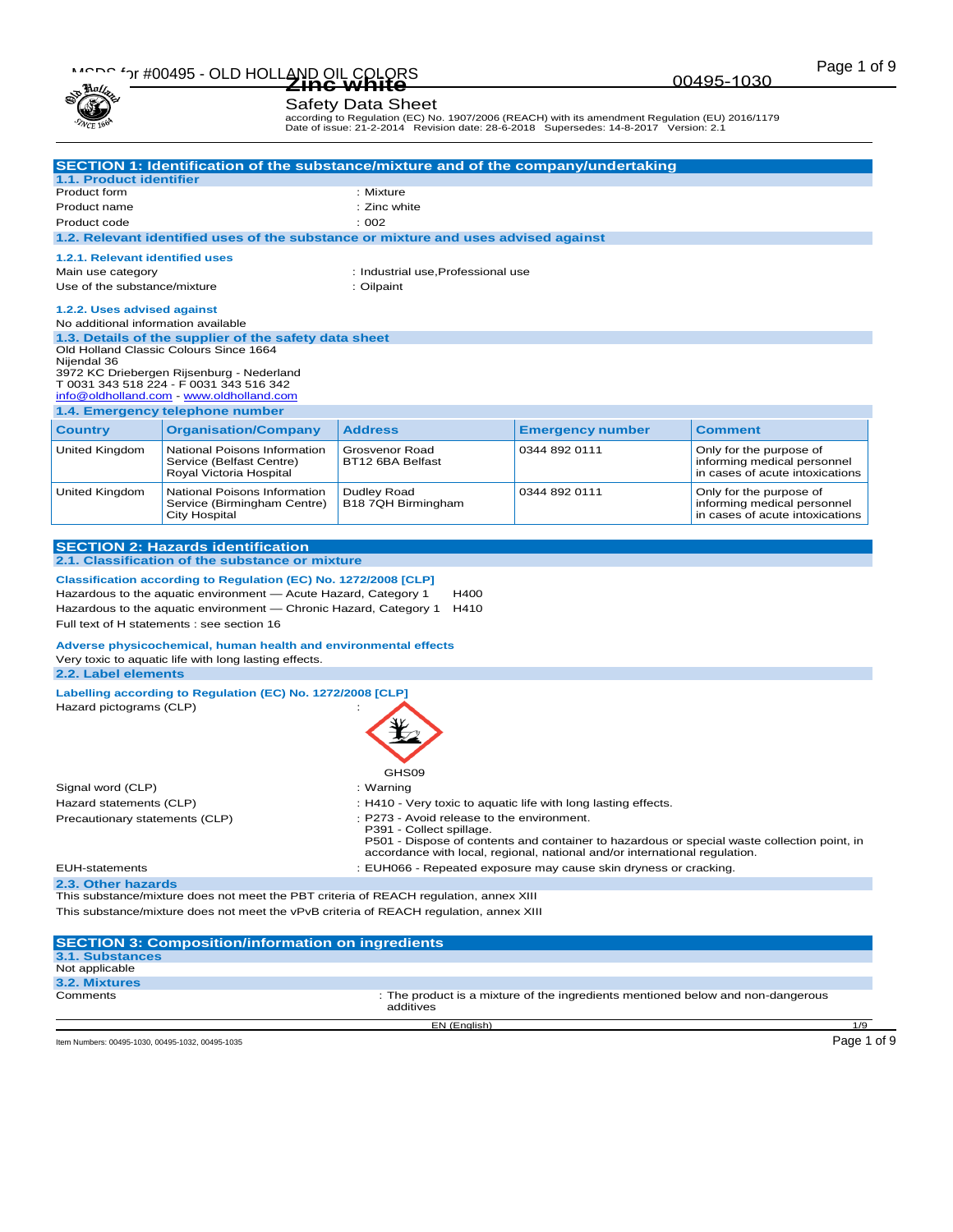# Zinc white

00495-1030

## Safety Data Sheet

according to Regulation (EC) No. 1907/2006 (REACH) with its amendment Regulation (EU) 2016/1179
Date of issue: 21-2-2014 Revision date: 28-6-2018 Supersedes: 14-8-2017 Version: 2.1

## SECTION 1: Identification of the substance/mixture and of the company/undertaking

### 1.1. Product identifier

Product form : Mixture
Product name : Zinc white
Product code : 002

### 1.2. Relevant identified uses of the substance or mixture and uses advised against

#### 1.2.1. Relevant identified uses

Main use category : Industrial use,Professional use
Use of the substance/mixture : Oilpaint

#### 1.2.2. Uses advised against

No additional information available

### 1.3. Details of the supplier of the safety data sheet

Old Holland Classic Colours Since 1664
Nijendal 36
3972 KC Driebergen Rijsenburg - Nederland
T 0031 343 518 224 - F 0031 343 516 342
info@oldholland.com - www.oldholland.com

### 1.4. Emergency telephone number

| Country | Organisation/Company | Address | Emergency number | Comment |
|---|---|---|---|---|
| United Kingdom | National Poisons Information Service (Belfast Centre) Royal Victoria Hospital | Grosvenor Road BT12 6BA Belfast | 0344 892 0111 | Only for the purpose of informing medical personnel in cases of acute intoxications |
| United Kingdom | National Poisons Information Service (Birmingham Centre) City Hospital | Dudley Road B18 7QH Birmingham | 0344 892 0111 | Only for the purpose of informing medical personnel in cases of acute intoxications |

## SECTION 2: Hazards identification

### 2.1. Classification of the substance or mixture

**Classification according to Regulation (EC) No. 1272/2008 [CLP]**

Hazardous to the aquatic environment — Acute Hazard, Category 1 H400
Hazardous to the aquatic environment — Chronic Hazard, Category 1 H410

Full text of H statements : see section 16

**Adverse physicochemical, human health and environmental effects**

Very toxic to aquatic life with long lasting effects.

### 2.2. Label elements

**Labelling according to Regulation (EC) No. 1272/2008 [CLP]**

Hazard pictograms (CLP) :

GHS09

Signal word (CLP) : Warning
Hazard statements (CLP) : H410 - Very toxic to aquatic life with long lasting effects.
Precautionary statements (CLP) : P273 - Avoid release to the environment.
P391 - Collect spillage.
P501 - Dispose of contents and container to hazardous or special waste collection point, in accordance with local, regional, national and/or international regulation.
EUH-statements : EUH066 - Repeated exposure may cause skin dryness or cracking.

### 2.3. Other hazards

This substance/mixture does not meet the PBT criteria of REACH regulation, annex XIII
This substance/mixture does not meet the vPvB criteria of REACH regulation, annex XIII

## SECTION 3: Composition/information on ingredients

### 3.1. Substances

Not applicable

### 3.2. Mixtures

Comments : The product is a mixture of the ingredients mentioned below and non-dangerous additives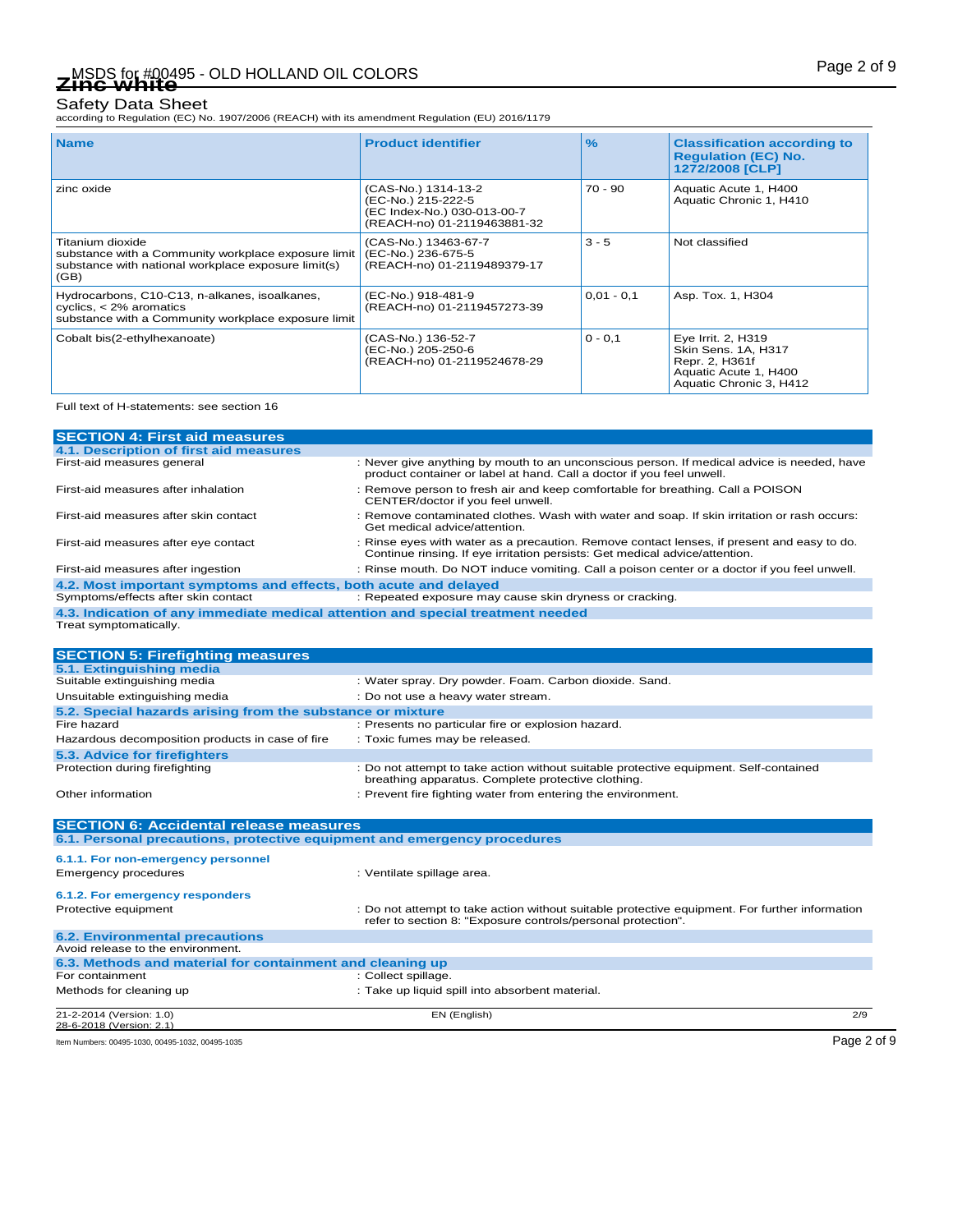| Name | Product identifier | % | Classification according to Regulation (EC) No. 1272/2008 [CLP] |
|---|---|---|---|
| zinc oxide | (CAS-No.) 1314-13-2<br>(EC-No.) 215-222-5<br>(EC Index-No.) 030-013-00-7<br>(REACH-no) 01-2119463881-32 | 70 - 90 | Aquatic Acute 1, H400<br>Aquatic Chronic 1, H410 |
| Titanium dioxide<br>substance with a Community workplace exposure limit<br>substance with national workplace exposure limit(s) (GB) | (CAS-No.) 13463-67-7<br>(EC-No.) 236-675-5<br>(REACH-no) 01-2119489379-17 | 3 - 5 | Not classified |
| Hydrocarbons, C10-C13, n-alkanes, isoalkanes, cyclics, < 2% aromatics<br>substance with a Community workplace exposure limit | (EC-No.) 918-481-9<br>(REACH-no) 01-2119457273-39 | 0,01 - 0,1 | Asp. Tox. 1, H304 |
| Cobalt bis(2-ethylhexanoate) | (CAS-No.) 136-52-7<br>(EC-No.) 205-250-6<br>(REACH-no) 01-2119524678-29 | 0 - 0,1 | Eye Irrit. 2, H319<br>Skin Sens. 1A, H317<br>Repr. 2, H361f<br>Aquatic Acute 1, H400<br>Aquatic Chronic 3, H412 |

Full text of H-statements: see section 16

## SECTION 4: First aid measures

### 4.1. Description of first aid measures

First-aid measures general : Never give anything by mouth to an unconscious person. If medical advice is needed, have product container or label at hand. Call a doctor if you feel unwell.

First-aid measures after inhalation : Remove person to fresh air and keep comfortable for breathing. Call a POISON CENTER/doctor if you feel unwell.

First-aid measures after skin contact : Remove contaminated clothes. Wash with water and soap. If skin irritation or rash occurs: Get medical advice/attention.

First-aid measures after eye contact : Rinse eyes with water as a precaution. Remove contact lenses, if present and easy to do. Continue rinsing. If eye irritation persists: Get medical advice/attention.

First-aid measures after ingestion : Rinse mouth. Do NOT induce vomiting. Call a poison center or a doctor if you feel unwell.

### 4.2. Most important symptoms and effects, both acute and delayed

Symptoms/effects after skin contact : Repeated exposure may cause skin dryness or cracking.

### 4.3. Indication of any immediate medical attention and special treatment needed

Treat symptomatically.

## SECTION 5: Firefighting measures

### 5.1. Extinguishing media

Suitable extinguishing media : Water spray. Dry powder. Foam. Carbon dioxide. Sand.

Unsuitable extinguishing media : Do not use a heavy water stream.

### 5.2. Special hazards arising from the substance or mixture

Fire hazard : Presents no particular fire or explosion hazard.

Hazardous decomposition products in case of fire : Toxic fumes may be released.

### 5.3. Advice for firefighters

Protection during firefighting : Do not attempt to take action without suitable protective equipment. Self-contained breathing apparatus. Complete protective clothing.

Other information : Prevent fire fighting water from entering the environment.

## SECTION 6: Accidental release measures

### 6.1. Personal precautions, protective equipment and emergency procedures

#### 6.1.1. For non-emergency personnel

Emergency procedures : Ventilate spillage area.

#### 6.1.2. For emergency responders

Protective equipment : Do not attempt to take action without suitable protective equipment. For further information refer to section 8: "Exposure controls/personal protection".

### 6.2. Environmental precautions

Avoid release to the environment.

### 6.3. Methods and material for containment and cleaning up

For containment : Collect spillage.

Methods for cleaning up : Take up liquid spill into absorbent material.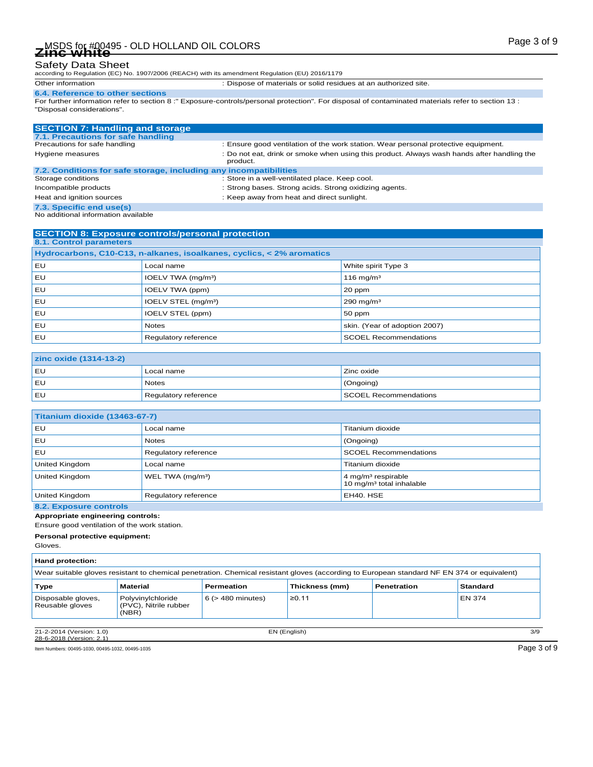Other information : Dispose of materials or solid residues at an authorized site.

### 6.4. Reference to other sections

For further information refer to section 8 :" Exposure-controls/personal protection". For disposal of contaminated materials refer to section 13 : "Disposal considerations".

## SECTION 7: Handling and storage

### 7.1. Precautions for safe handling

| | |
|---|---|
| Precautions for safe handling | : Ensure good ventilation of the work station. Wear personal protective equipment. |
| Hygiene measures | : Do not eat, drink or smoke when using this product. Always wash hands after handling the product. |

### 7.2. Conditions for safe storage, including any incompatibilities

| | |
|---|---|
| Storage conditions | : Store in a well-ventilated place. Keep cool. |
| Incompatible products | : Strong bases. Strong acids. Strong oxidizing agents. |
| Heat and ignition sources | : Keep away from heat and direct sunlight. |

### 7.3. Specific end use(s)

No additional information available

## SECTION 8: Exposure controls/personal protection

### 8.1. Control parameters

| Hydrocarbons, C10-C13, n-alkanes, isoalkanes, cyclics, < 2% aromatics | | |
|---|---|---|
| EU | Local name | White spirit Type 3 |
| EU | IOELV TWA (mg/m³) | 116 mg/m³ |
| EU | IOELV TWA (ppm) | 20 ppm |
| EU | IOELV STEL (mg/m³) | 290 mg/m³ |
| EU | IOELV STEL (ppm) | 50 ppm |
| EU | Notes | skin. (Year of adoption 2007) |
| EU | Regulatory reference | SCOEL Recommendations |

| zinc oxide (1314-13-2) | | |
|---|---|---|
| EU | Local name | Zinc oxide |
| EU | Notes | (Ongoing) |
| EU | Regulatory reference | SCOEL Recommendations |

| Titanium dioxide (13463-67-7) | | |
|---|---|---|
| EU | Local name | Titanium dioxide |
| EU | Notes | (Ongoing) |
| EU | Regulatory reference | SCOEL Recommendations |
| United Kingdom | Local name | Titanium dioxide |
| United Kingdom | WEL TWA (mg/m³) | 4 mg/m³ respirable<br>10 mg/m³ total inhalable |
| United Kingdom | Regulatory reference | EH40. HSE |

### 8.2. Exposure controls

**Appropriate engineering controls:**

Ensure good ventilation of the work station.

**Personal protective equipment:**

Gloves.

**Hand protection:**

Wear suitable gloves resistant to chemical penetration. Chemical resistant gloves (according to European standard NF EN 374 or equivalent)

| Type | Material | Permeation | Thickness (mm) | Penetration | Standard |
|---|---|---|---|---|---|
| Disposable gloves, Reusable gloves | Polyvinylchloride (PVC), Nitrile rubber (NBR) | 6 (> 480 minutes) | ≥0.11 | | EN 374 |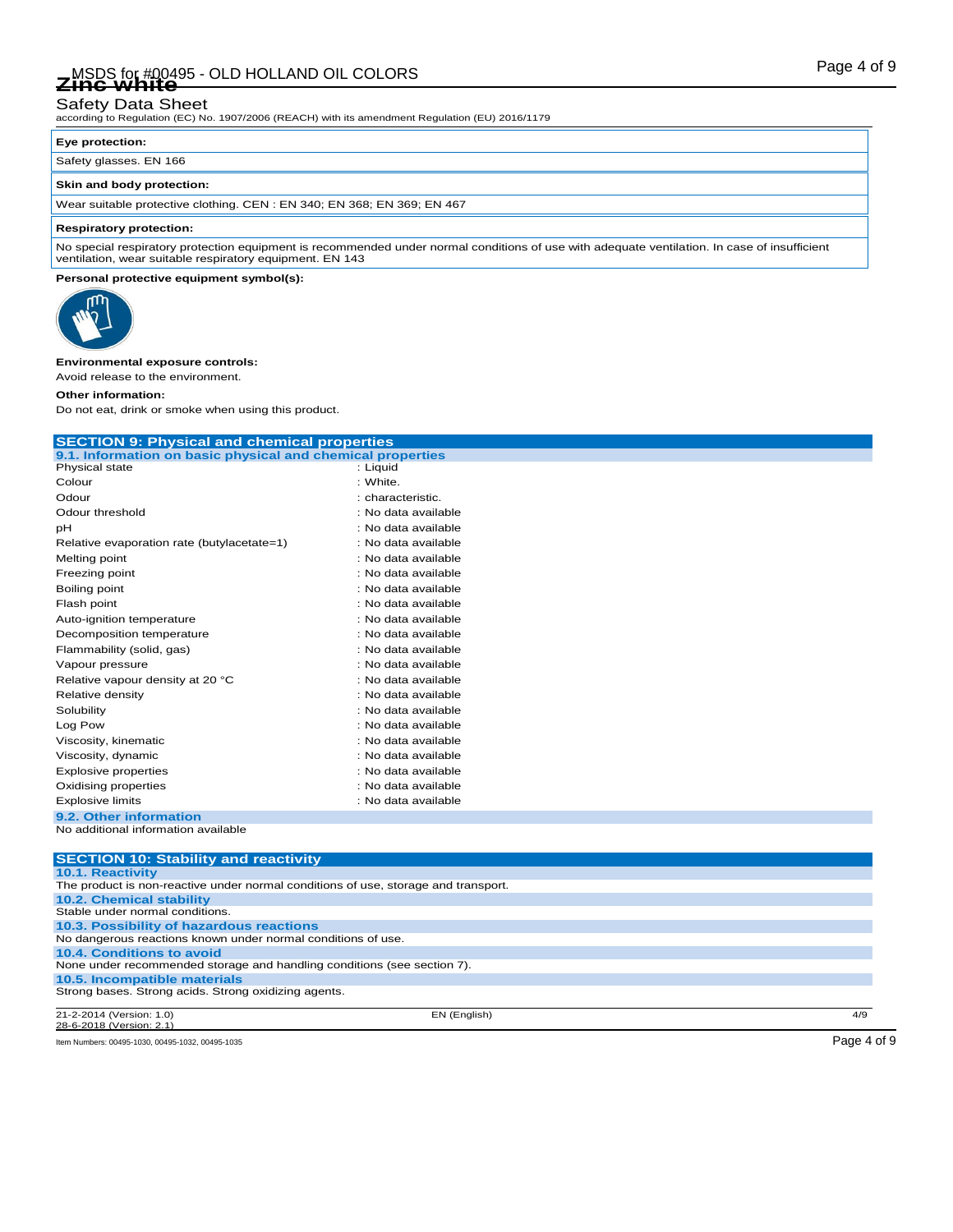**Eye protection:**

Safety glasses. EN 166

**Skin and body protection:**

Wear suitable protective clothing. CEN : EN 340; EN 368; EN 369; EN 467

**Respiratory protection:**

No special respiratory protection equipment is recommended under normal conditions of use with adequate ventilation. In case of insufficient ventilation, wear suitable respiratory equipment. EN 143

**Personal protective equipment symbol(s):**

**Environmental exposure controls:**

Avoid release to the environment.

**Other information:**

Do not eat, drink or smoke when using this product.

## SECTION 9: Physical and chemical properties

### 9.1. Information on basic physical and chemical properties

| Property | Value |
|---|---|
| Physical state | : Liquid |
| Colour | : White. |
| Odour | : characteristic. |
| Odour threshold | : No data available |
| pH | : No data available |
| Relative evaporation rate (butylacetate=1) | : No data available |
| Melting point | : No data available |
| Freezing point | : No data available |
| Boiling point | : No data available |
| Flash point | : No data available |
| Auto-ignition temperature | : No data available |
| Decomposition temperature | : No data available |
| Flammability (solid, gas) | : No data available |
| Vapour pressure | : No data available |
| Relative vapour density at 20 °C | : No data available |
| Relative density | : No data available |
| Solubility | : No data available |
| Log Pow | : No data available |
| Viscosity, kinematic | : No data available |
| Viscosity, dynamic | : No data available |
| Explosive properties | : No data available |
| Oxidising properties | : No data available |
| Explosive limits | : No data available |

### 9.2. Other information

No additional information available

## SECTION 10: Stability and reactivity

### 10.1. Reactivity

The product is non-reactive under normal conditions of use, storage and transport.

### 10.2. Chemical stability

Stable under normal conditions.

### 10.3. Possibility of hazardous reactions

No dangerous reactions known under normal conditions of use.

### 10.4. Conditions to avoid

None under recommended storage and handling conditions (see section 7).

### 10.5. Incompatible materials

Strong bases. Strong acids. Strong oxidizing agents.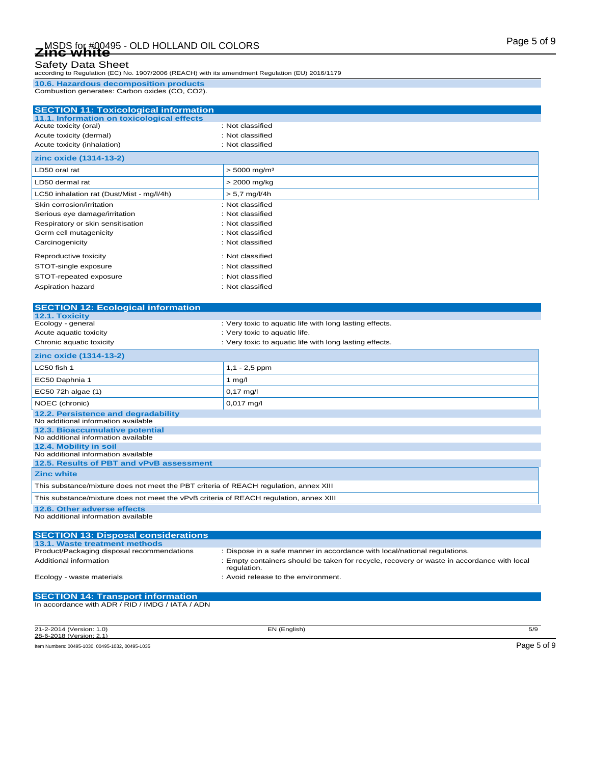### 10.6. Hazardous decomposition products

Combustion generates: Carbon oxides (CO, $CO_2$).

## SECTION 11: Toxicological information

### 11.1. Information on toxicological effects

| | |
|---|---|
| Acute toxicity (oral) | : Not classified |
| Acute toxicity (dermal) | : Not classified |
| Acute toxicity (inhalation) | : Not classified |

| zinc oxide (1314-13-2) | |
|---|---|
| LD50 oral rat | > 5000 mg/m³ |
| LD50 dermal rat | > 2000 mg/kg |
| LC50 inhalation rat (Dust/Mist - mg/l/4h) | > 5,7 mg/l/4h |

| | |
|---|---|
| Skin corrosion/irritation | : Not classified |
| Serious eye damage/irritation | : Not classified |
| Respiratory or skin sensitisation | : Not classified |
| Germ cell mutagenicity | : Not classified |
| Carcinogenicity | : Not classified |
| Reproductive toxicity | : Not classified |
| STOT-single exposure | : Not classified |
| STOT-repeated exposure | : Not classified |
| Aspiration hazard | : Not classified |

## SECTION 12: Ecological information

### 12.1. Toxicity

| | |
|---|---|
| Ecology - general | : Very toxic to aquatic life with long lasting effects. |
| Acute aquatic toxicity | : Very toxic to aquatic life. |
| Chronic aquatic toxicity | : Very toxic to aquatic life with long lasting effects. |

| zinc oxide (1314-13-2) | |
|---|---|
| LC50 fish 1 | 1,1 - 2,5 ppm |
| EC50 Daphnia 1 | 1 mg/l |
| EC50 72h algae (1) | 0,17 mg/l |
| NOEC (chronic) | 0,017 mg/l |

### 12.2. Persistence and degradability

No additional information available

### 12.3. Bioaccumulative potential

No additional information available

### 12.4. Mobility in soil

No additional information available

### 12.5. Results of PBT and vPvB assessment

| Zinc white |
|---|
| This substance/mixture does not meet the PBT criteria of REACH regulation, annex XIII |
| This substance/mixture does not meet the vPvB criteria of REACH regulation, annex XIII |

### 12.6. Other adverse effects

No additional information available

## SECTION 13: Disposal considerations

### 13.1. Waste treatment methods

| | |
|---|---|
| Product/Packaging disposal recommendations | : Dispose in a safe manner in accordance with local/national regulations. |
| Additional information | : Empty containers should be taken for recycle, recovery or waste in accordance with local regulation. |
| Ecology - waste materials | : Avoid release to the environment. |

## SECTION 14: Transport information

In accordance with ADR / RID / IMDG / IATA / ADN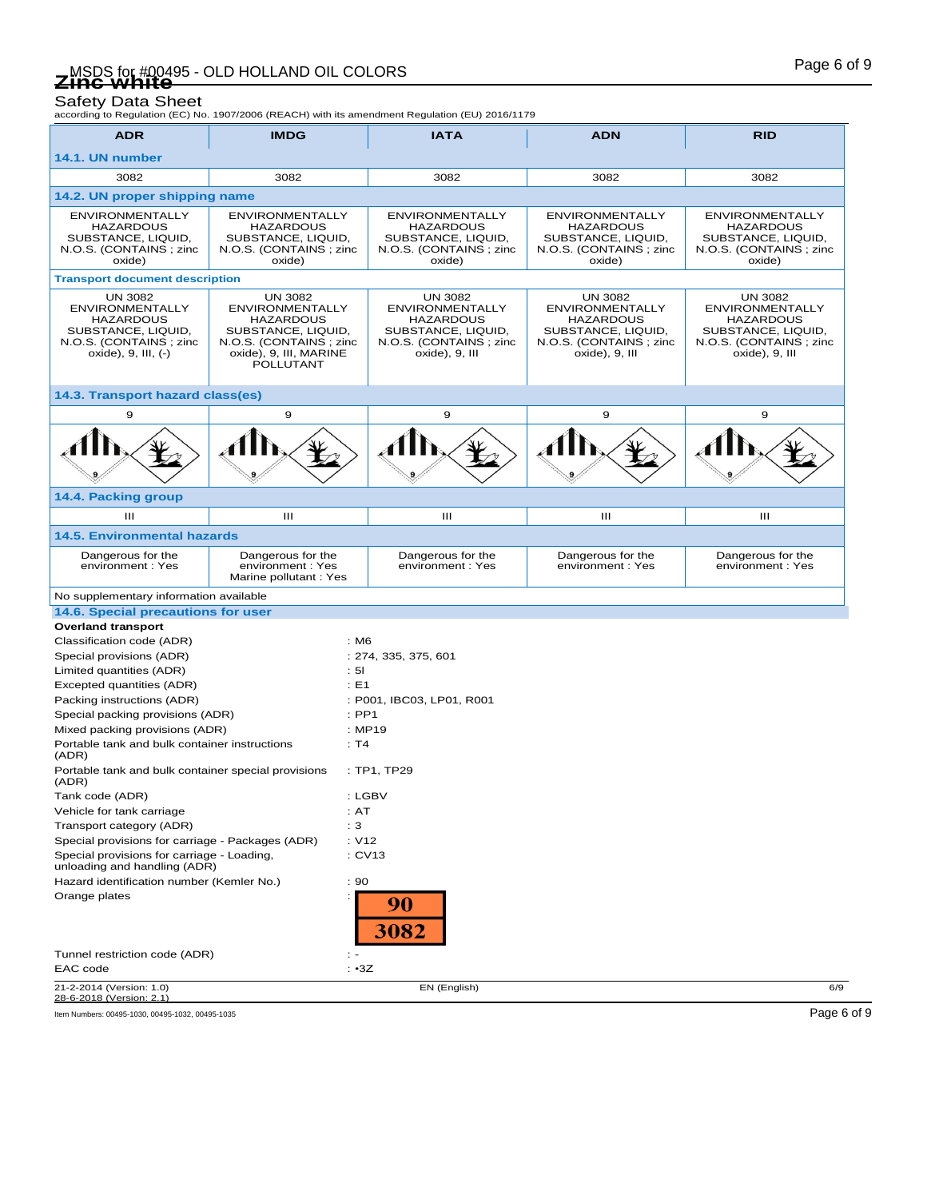| ADR | IMDG | IATA | ADN | RID |
|---|---|---|---|---|
| **14.1. UN number** | | | | |
| 3082 | 3082 | 3082 | 3082 | 3082 |
| **14.2. UN proper shipping name** | | | | |
| ENVIRONMENTALLY HAZARDOUS SUBSTANCE, LIQUID, N.O.S. (CONTAINS ; zinc oxide) | ENVIRONMENTALLY HAZARDOUS SUBSTANCE, LIQUID, N.O.S. (CONTAINS ; zinc oxide) | ENVIRONMENTALLY HAZARDOUS SUBSTANCE, LIQUID, N.O.S. (CONTAINS ; zinc oxide) | ENVIRONMENTALLY HAZARDOUS SUBSTANCE, LIQUID, N.O.S. (CONTAINS ; zinc oxide) | ENVIRONMENTALLY HAZARDOUS SUBSTANCE, LIQUID, N.O.S. (CONTAINS ; zinc oxide) |
| **Transport document description** | | | | |
| UN 3082 ENVIRONMENTALLY HAZARDOUS SUBSTANCE, LIQUID, N.O.S. (CONTAINS ; zinc oxide), 9, III, (-) | UN 3082 ENVIRONMENTALLY HAZARDOUS SUBSTANCE, LIQUID, N.O.S. (CONTAINS ; zinc oxide), 9, III, MARINE POLLUTANT | UN 3082 ENVIRONMENTALLY HAZARDOUS SUBSTANCE, LIQUID, N.O.S. (CONTAINS ; zinc oxide), 9, III | UN 3082 ENVIRONMENTALLY HAZARDOUS SUBSTANCE, LIQUID, N.O.S. (CONTAINS ; zinc oxide), 9, III | UN 3082 ENVIRONMENTALLY HAZARDOUS SUBSTANCE, LIQUID, N.O.S. (CONTAINS ; zinc oxide), 9, III |
| **14.3. Transport hazard class(es)** | | | | |
| 9 | 9 | 9 | 9 | 9 |
| **14.4. Packing group** | | | | |
| III | III | III | III | III |
| **14.5. Environmental hazards** | | | | |
| Dangerous for the environment : Yes | Dangerous for the environment : Yes<br>Marine pollutant : Yes | Dangerous for the environment : Yes | Dangerous for the environment : Yes | Dangerous for the environment : Yes |

No supplementary information available

### 14.6. Special precautions for user

**Overland transport**

| | |
|---|---|
| Classification code (ADR) | : M6 |
| Special provisions (ADR) | : 274, 335, 375, 601 |
| Limited quantities (ADR) | : 5l |
| Excepted quantities (ADR) | : E1 |
| Packing instructions (ADR) | : P001, IBC03, LP01, R001 |
| Special packing provisions (ADR) | : PP1 |
| Mixed packing provisions (ADR) | : MP19 |
| Portable tank and bulk container instructions (ADR) | : T4 |
| Portable tank and bulk container special provisions (ADR) | : TP1, TP29 |
| Tank code (ADR) | : LGBV |
| Vehicle for tank carriage | : AT |
| Transport category (ADR) | : 3 |
| Special provisions for carriage - Packages (ADR) | : V12 |
| Special provisions for carriage - Loading, unloading and handling (ADR) | : CV13 |
| Hazard identification number (Kemler No.) | : 90 |
| Orange plates | : 90 / 3082 |
| Tunnel restriction code (ADR) | : - |
| EAC code | : •3Z |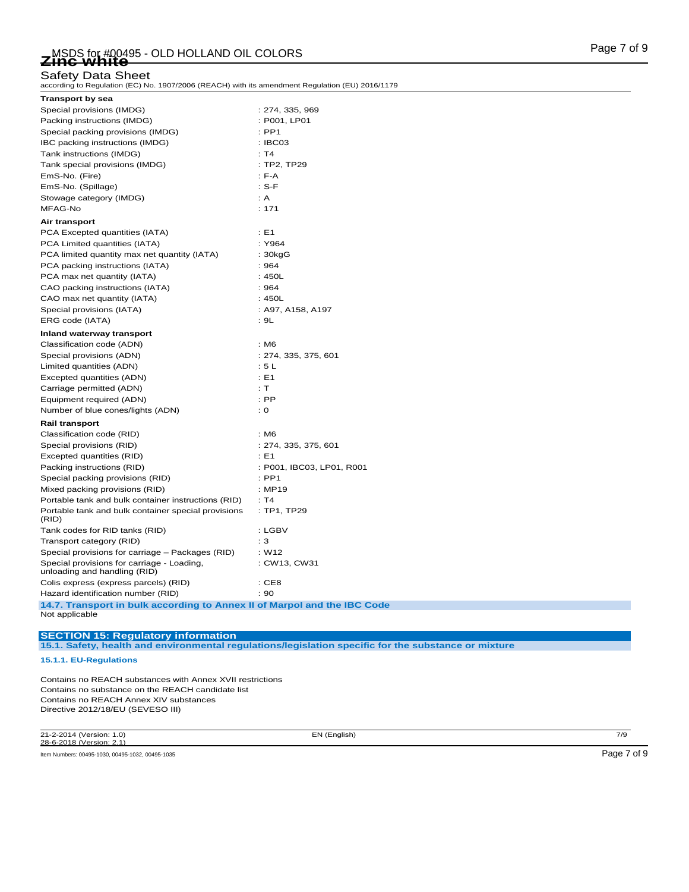**Transport by sea**

| | |
|---|---|
| Special provisions (IMDG) | : 274, 335, 969 |
| Packing instructions (IMDG) | : P001, LP01 |
| Special packing provisions (IMDG) | : PP1 |
| IBC packing instructions (IMDG) | : IBC03 |
| Tank instructions (IMDG) | : T4 |
| Tank special provisions (IMDG) | : TP2, TP29 |
| EmS-No. (Fire) | : F-A |
| EmS-No. (Spillage) | : S-F |
| Stowage category (IMDG) | : A |
| MFAG-No | : 171 |

**Air transport**

| | |
|---|---|
| PCA Excepted quantities (IATA) | : E1 |
| PCA Limited quantities (IATA) | : Y964 |
| PCA limited quantity max net quantity (IATA) | : 30kgG |
| PCA packing instructions (IATA) | : 964 |
| PCA max net quantity (IATA) | : 450L |
| CAO packing instructions (IATA) | : 964 |
| CAO max net quantity (IATA) | : 450L |
| Special provisions (IATA) | : A97, A158, A197 |
| ERG code (IATA) | : 9L |

**Inland waterway transport**

| | |
|---|---|
| Classification code (ADN) | : M6 |
| Special provisions (ADN) | : 274, 335, 375, 601 |
| Limited quantities (ADN) | : 5 L |
| Excepted quantities (ADN) | : E1 |
| Carriage permitted (ADN) | : T |
| Equipment required (ADN) | : PP |
| Number of blue cones/lights (ADN) | : 0 |

**Rail transport**

| | |
|---|---|
| Classification code (RID) | : M6 |
| Special provisions (RID) | : 274, 335, 375, 601 |
| Excepted quantities (RID) | : E1 |
| Packing instructions (RID) | : P001, IBC03, LP01, R001 |
| Special packing provisions (RID) | : PP1 |
| Mixed packing provisions (RID) | : MP19 |
| Portable tank and bulk container instructions (RID) | : T4 |
| Portable tank and bulk container special provisions (RID) | : TP1, TP29 |
| Tank codes for RID tanks (RID) | : LGBV |
| Transport category (RID) | : 3 |
| Special provisions for carriage – Packages (RID) | : W12 |
| Special provisions for carriage - Loading, unloading and handling (RID) | : CW13, CW31 |
| Colis express (express parcels) (RID) | : CE8 |
| Hazard identification number (RID) | : 90 |

### 14.7. Transport in bulk according to Annex II of Marpol and the IBC Code

Not applicable

## SECTION 15: Regulatory information

### 15.1. Safety, health and environmental regulations/legislation specific for the substance or mixture

#### 15.1.1. EU-Regulations

Contains no REACH substances with Annex XVII restrictions
Contains no substance on the REACH candidate list
Contains no REACH Annex XIV substances
Directive 2012/18/EU (SEVESO III)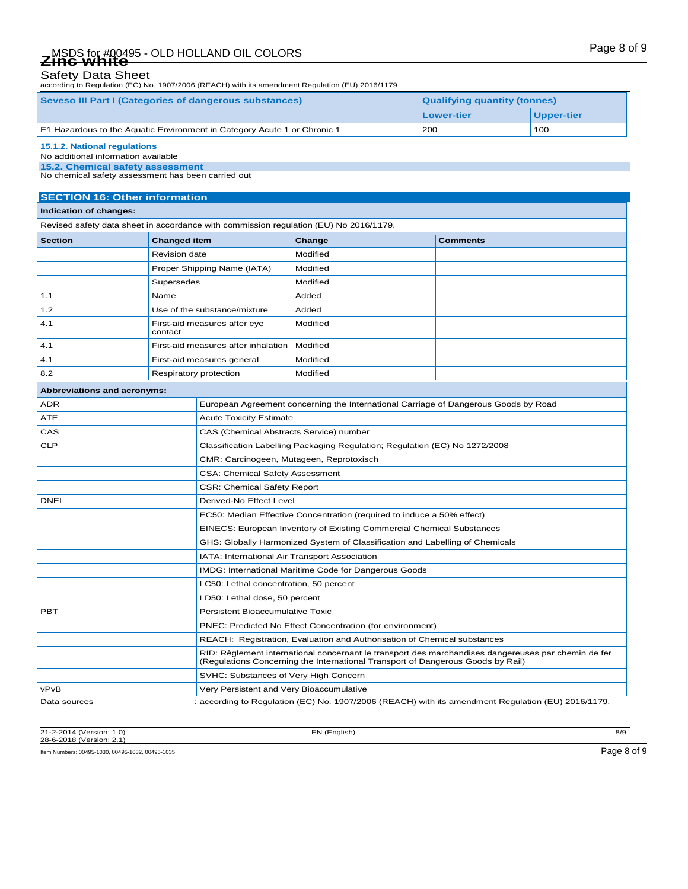| Seveso III Part I (Categories of dangerous substances) | Qualifying quantity (tonnes) | |
|---|---|---|
| | Lower-tier | Upper-tier |
| E1 Hazardous to the Aquatic Environment in Category Acute 1 or Chronic 1 | 200 | 100 |

**15.1.2. National regulations**

No additional information available

**15.2. Chemical safety assessment**

No chemical safety assessment has been carried out

## SECTION 16: Other information

**Indication of changes:**

Revised safety data sheet in accordance with commission regulation (EU) No 2016/1179.

| Section | Changed item | Change | Comments |
|---|---|---|---|
| | Revision date | Modified | |
| | Proper Shipping Name (IATA) | Modified | |
| | Supersedes | Modified | |
| 1.1 | Name | Added | |
| 1.2 | Use of the substance/mixture | Added | |
| 4.1 | First-aid measures after eye contact | Modified | |
| 4.1 | First-aid measures after inhalation | Modified | |
| 4.1 | First-aid measures general | Modified | |
| 8.2 | Respiratory protection | Modified | |

**Abbreviations and acronyms:**

| | |
|---|---|
| ADR | European Agreement concerning the International Carriage of Dangerous Goods by Road |
| ATE | Acute Toxicity Estimate |
| CAS | CAS (Chemical Abstracts Service) number |
| CLP | Classification Labelling Packaging Regulation; Regulation (EC) No 1272/2008 |
| | CMR: Carcinogeen, Mutageen, Reprotoxisch |
| | CSA: Chemical Safety Assessment |
| | CSR: Chemical Safety Report |
| DNEL | Derived-No Effect Level |
| | EC50: Median Effective Concentration (required to induce a 50% effect) |
| | EINECS: European Inventory of Existing Commercial Chemical Substances |
| | GHS: Globally Harmonized System of Classification and Labelling of Chemicals |
| | IATA: International Air Transport Association |
| | IMDG: International Maritime Code for Dangerous Goods |
| | LC50: Lethal concentration, 50 percent |
| | LD50: Lethal dose, 50 percent |
| PBT | Persistent Bioaccumulative Toxic |
| | PNEC: Predicted No Effect Concentration (for environment) |
| | REACH: Registration, Evaluation and Authorisation of Chemical substances |
| | RID: Règlement international concernant le transport des marchandises dangereuses par chemin de fer (Regulations Concerning the International Transport of Dangerous Goods by Rail) |
| | SVHC: Substances of Very High Concern |
| vPvB | Very Persistent and Very Bioaccumulative |

Data sources : according to Regulation (EC) No. 1907/2006 (REACH) with its amendment Regulation (EU) 2016/1179.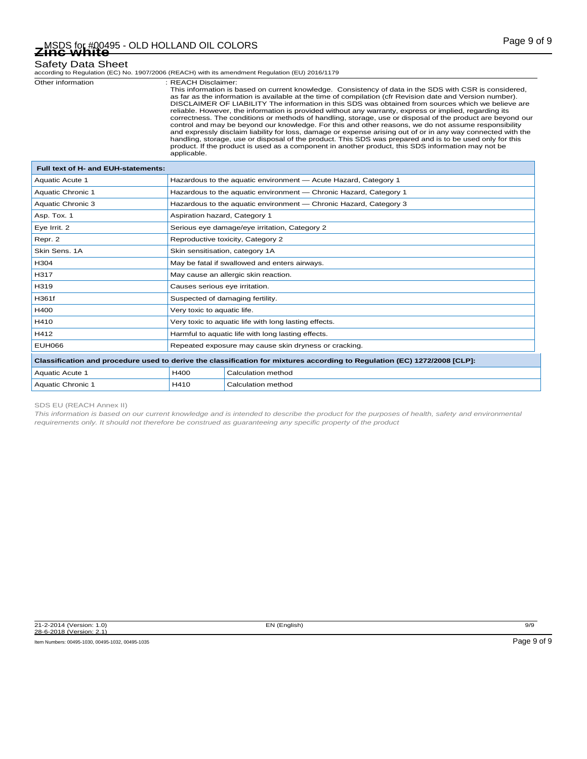| | |
|---|---|
| Other information | : REACH Disclaimer: This information is based on current knowledge. Consistency of data in the SDS with CSR is considered, as far as the information is available at the time of compilation (cfr Revision date and Version number). DISCLAIMER OF LIABILITY The information in this SDS was obtained from sources which we believe are reliable. However, the information is provided without any warranty, express or implied, regarding its correctness. The conditions or methods of handling, storage, use or disposal of the product are beyond our control and may be beyond our knowledge. For this and other reasons, we do not assume responsibility and expressly disclaim liability for loss, damage or expense arising out of or in any way connected with the handling, storage, use or disposal of the product. This SDS was prepared and is to be used only for this product. If the product is used as a component in another product, this SDS information may not be applicable. |

| **Full text of H- and EUH-statements:** | |
|---|---|
| Aquatic Acute 1 | Hazardous to the aquatic environment — Acute Hazard, Category 1 |
| Aquatic Chronic 1 | Hazardous to the aquatic environment — Chronic Hazard, Category 1 |
| Aquatic Chronic 3 | Hazardous to the aquatic environment — Chronic Hazard, Category 3 |
| Asp. Tox. 1 | Aspiration hazard, Category 1 |
| Eye Irrit. 2 | Serious eye damage/eye irritation, Category 2 |
| Repr. 2 | Reproductive toxicity, Category 2 |
| Skin Sens. 1A | Skin sensitisation, category 1A |
| H304 | May be fatal if swallowed and enters airways. |
| H317 | May cause an allergic skin reaction. |
| H319 | Causes serious eye irritation. |
| H361f | Suspected of damaging fertility. |
| H400 | Very toxic to aquatic life. |
| H410 | Very toxic to aquatic life with long lasting effects. |
| H412 | Harmful to aquatic life with long lasting effects. |
| EUH066 | Repeated exposure may cause skin dryness or cracking. |

| **Classification and procedure used to derive the classification for mixtures according to Regulation (EC) 1272/2008 [CLP]:** | | |
|---|---|---|
| Aquatic Acute 1 | H400 | Calculation method |
| Aquatic Chronic 1 | H410 | Calculation method |

SDS EU (REACH Annex II)

*This information is based on our current knowledge and is intended to describe the product for the purposes of health, safety and environmental requirements only. It should not therefore be construed as guaranteeing any specific property of the product*